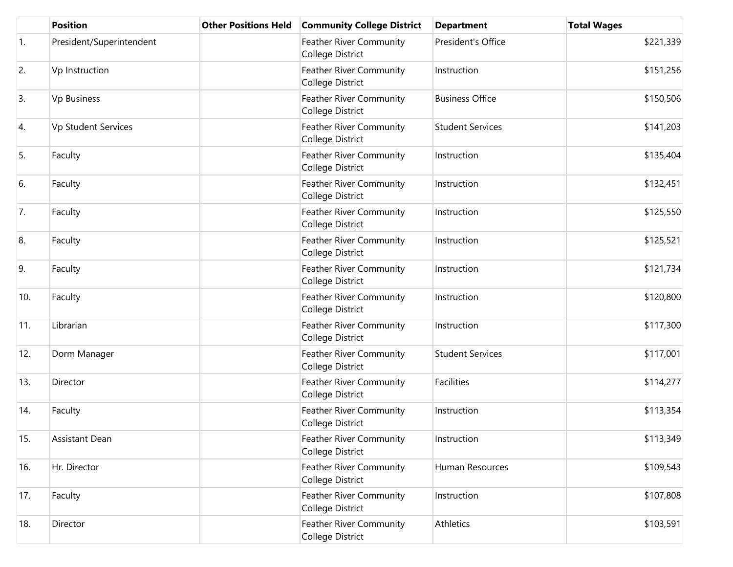| | Position | Other Positions Held | Community College District | Department | Total Wages |
|---|---|---|---|---|---|
| 1. | President/Superintendent | | Feather River Community College District | President's Office | $221,339 |
| 2. | Vp Instruction | | Feather River Community College District | Instruction | $151,256 |
| 3. | Vp Business | | Feather River Community College District | Business Office | $150,506 |
| 4. | Vp Student Services | | Feather River Community College District | Student Services | $141,203 |
| 5. | Faculty | | Feather River Community College District | Instruction | $135,404 |
| 6. | Faculty | | Feather River Community College District | Instruction | $132,451 |
| 7. | Faculty | | Feather River Community College District | Instruction | $125,550 |
| 8. | Faculty | | Feather River Community College District | Instruction | $125,521 |
| 9. | Faculty | | Feather River Community College District | Instruction | $121,734 |
| 10. | Faculty | | Feather River Community College District | Instruction | $120,800 |
| 11. | Librarian | | Feather River Community College District | Instruction | $117,300 |
| 12. | Dorm Manager | | Feather River Community College District | Student Services | $117,001 |
| 13. | Director | | Feather River Community College District | Facilities | $114,277 |
| 14. | Faculty | | Feather River Community College District | Instruction | $113,354 |
| 15. | Assistant Dean | | Feather River Community College District | Instruction | $113,349 |
| 16. | Hr. Director | | Feather River Community College District | Human Resources | $109,543 |
| 17. | Faculty | | Feather River Community College District | Instruction | $107,808 |
| 18. | Director | | Feather River Community College District | Athletics | $103,591 |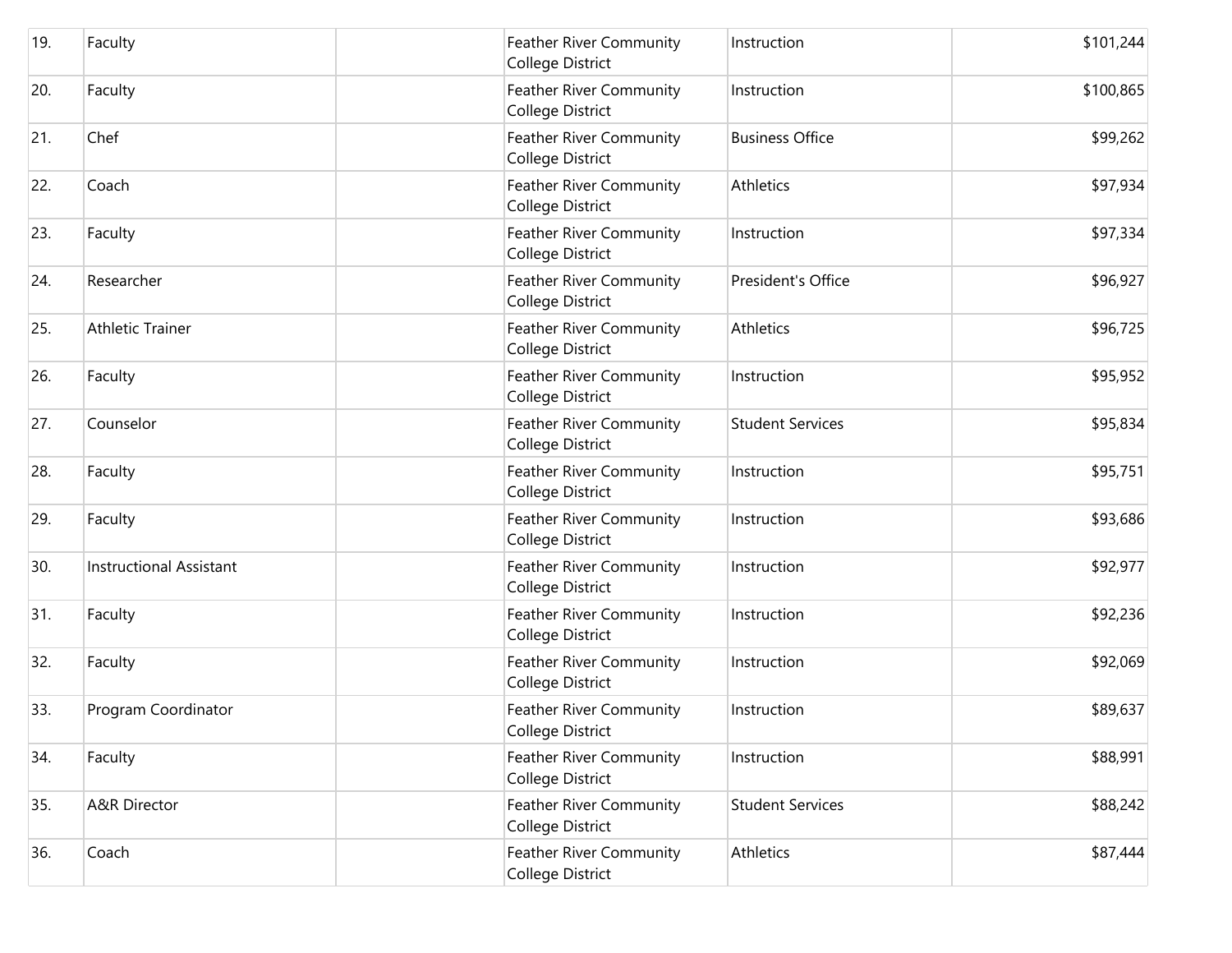| | | | | | |
|---|---|---|---|---|---|
| 19. | Faculty | | Feather River Community College District | Instruction | $101,244 |
| 20. | Faculty | | Feather River Community College District | Instruction | $100,865 |
| 21. | Chef | | Feather River Community College District | Business Office | $99,262 |
| 22. | Coach | | Feather River Community College District | Athletics | $97,934 |
| 23. | Faculty | | Feather River Community College District | Instruction | $97,334 |
| 24. | Researcher | | Feather River Community College District | President's Office | $96,927 |
| 25. | Athletic Trainer | | Feather River Community College District | Athletics | $96,725 |
| 26. | Faculty | | Feather River Community College District | Instruction | $95,952 |
| 27. | Counselor | | Feather River Community College District | Student Services | $95,834 |
| 28. | Faculty | | Feather River Community College District | Instruction | $95,751 |
| 29. | Faculty | | Feather River Community College District | Instruction | $93,686 |
| 30. | Instructional Assistant | | Feather River Community College District | Instruction | $92,977 |
| 31. | Faculty | | Feather River Community College District | Instruction | $92,236 |
| 32. | Faculty | | Feather River Community College District | Instruction | $92,069 |
| 33. | Program Coordinator | | Feather River Community College District | Instruction | $89,637 |
| 34. | Faculty | | Feather River Community College District | Instruction | $88,991 |
| 35. | A&R Director | | Feather River Community College District | Student Services | $88,242 |
| 36. | Coach | | Feather River Community College District | Athletics | $87,444 |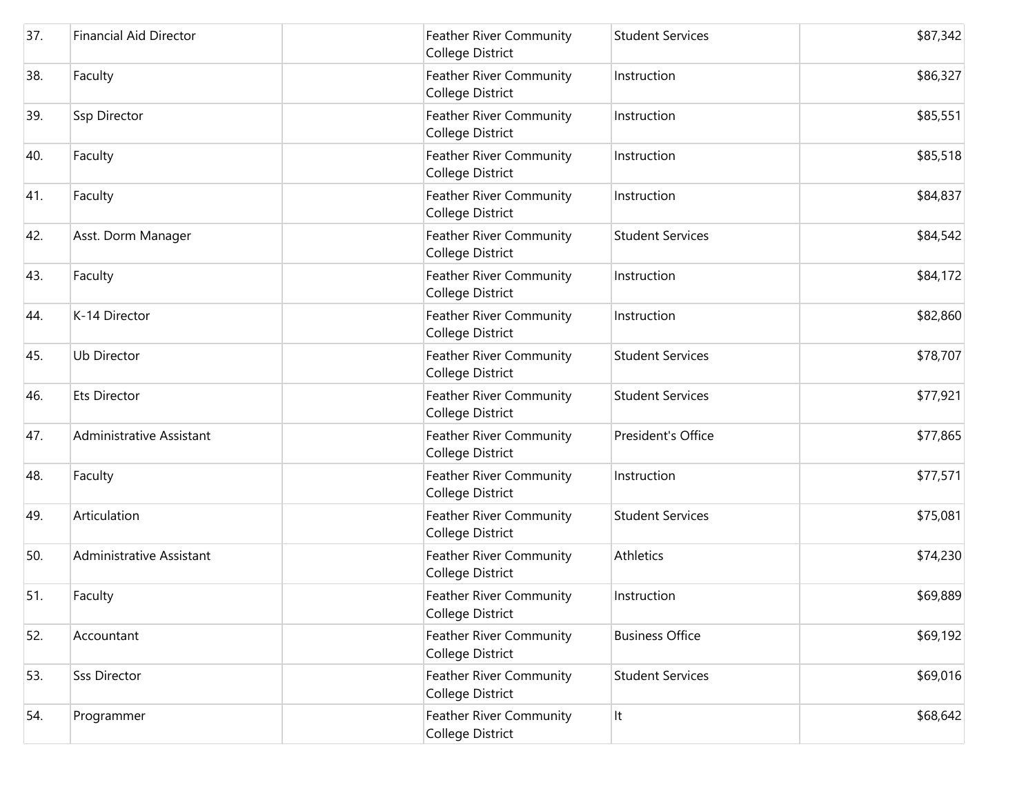| | | | | | |
|---|---|---|---|---|---|
| 37. | Financial Aid Director | | Feather River Community College District | Student Services | $87,342 |
| 38. | Faculty | | Feather River Community College District | Instruction | $86,327 |
| 39. | Ssp Director | | Feather River Community College District | Instruction | $85,551 |
| 40. | Faculty | | Feather River Community College District | Instruction | $85,518 |
| 41. | Faculty | | Feather River Community College District | Instruction | $84,837 |
| 42. | Asst. Dorm Manager | | Feather River Community College District | Student Services | $84,542 |
| 43. | Faculty | | Feather River Community College District | Instruction | $84,172 |
| 44. | K-14 Director | | Feather River Community College District | Instruction | $82,860 |
| 45. | Ub Director | | Feather River Community College District | Student Services | $78,707 |
| 46. | Ets Director | | Feather River Community College District | Student Services | $77,921 |
| 47. | Administrative Assistant | | Feather River Community College District | President's Office | $77,865 |
| 48. | Faculty | | Feather River Community College District | Instruction | $77,571 |
| 49. | Articulation | | Feather River Community College District | Student Services | $75,081 |
| 50. | Administrative Assistant | | Feather River Community College District | Athletics | $74,230 |
| 51. | Faculty | | Feather River Community College District | Instruction | $69,889 |
| 52. | Accountant | | Feather River Community College District | Business Office | $69,192 |
| 53. | Sss Director | | Feather River Community College District | Student Services | $69,016 |
| 54. | Programmer | | Feather River Community College District | It | $68,642 |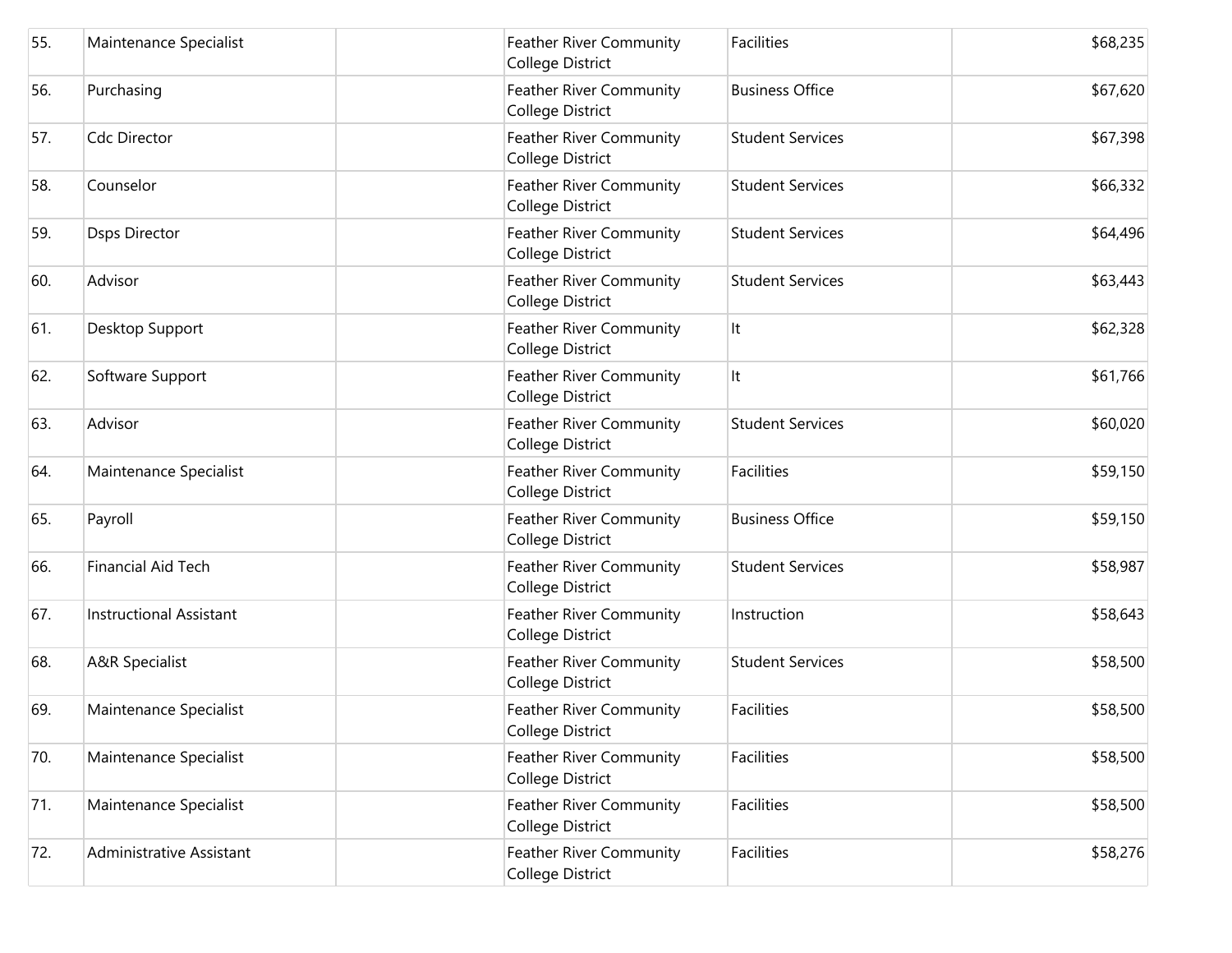| | | | | | |
|---|---|---|---|---|---|
| 55. | Maintenance Specialist | | Feather River Community College District | Facilities | $68,235 |
| 56. | Purchasing | | Feather River Community College District | Business Office | $67,620 |
| 57. | Cdc Director | | Feather River Community College District | Student Services | $67,398 |
| 58. | Counselor | | Feather River Community College District | Student Services | $66,332 |
| 59. | Dsps Director | | Feather River Community College District | Student Services | $64,496 |
| 60. | Advisor | | Feather River Community College District | Student Services | $63,443 |
| 61. | Desktop Support | | Feather River Community College District | It | $62,328 |
| 62. | Software Support | | Feather River Community College District | It | $61,766 |
| 63. | Advisor | | Feather River Community College District | Student Services | $60,020 |
| 64. | Maintenance Specialist | | Feather River Community College District | Facilities | $59,150 |
| 65. | Payroll | | Feather River Community College District | Business Office | $59,150 |
| 66. | Financial Aid Tech | | Feather River Community College District | Student Services | $58,987 |
| 67. | Instructional Assistant | | Feather River Community College District | Instruction | $58,643 |
| 68. | A&R Specialist | | Feather River Community College District | Student Services | $58,500 |
| 69. | Maintenance Specialist | | Feather River Community College District | Facilities | $58,500 |
| 70. | Maintenance Specialist | | Feather River Community College District | Facilities | $58,500 |
| 71. | Maintenance Specialist | | Feather River Community College District | Facilities | $58,500 |
| 72. | Administrative Assistant | | Feather River Community College District | Facilities | $58,276 |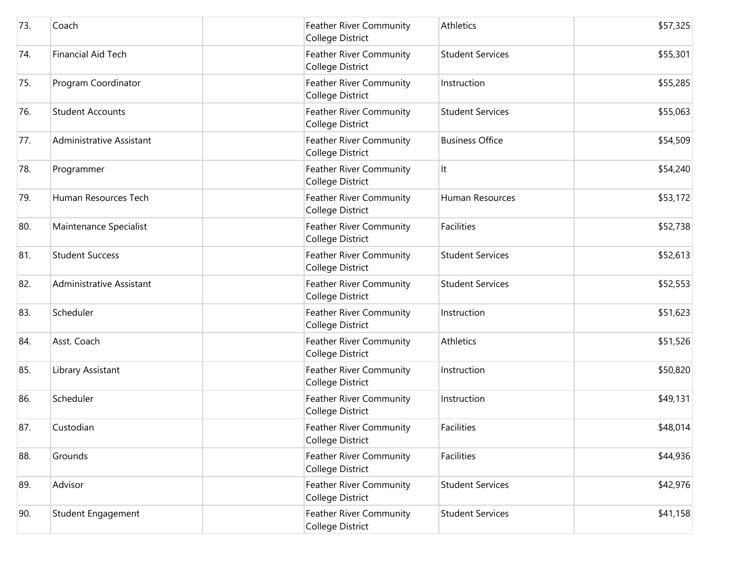| | | | | | |
|---|---|---|---|---|---|
| 73. | Coach | | Feather River Community College District | Athletics | $57,325 |
| 74. | Financial Aid Tech | | Feather River Community College District | Student Services | $55,301 |
| 75. | Program Coordinator | | Feather River Community College District | Instruction | $55,285 |
| 76. | Student Accounts | | Feather River Community College District | Student Services | $55,063 |
| 77. | Administrative Assistant | | Feather River Community College District | Business Office | $54,509 |
| 78. | Programmer | | Feather River Community College District | It | $54,240 |
| 79. | Human Resources Tech | | Feather River Community College District | Human Resources | $53,172 |
| 80. | Maintenance Specialist | | Feather River Community College District | Facilities | $52,738 |
| 81. | Student Success | | Feather River Community College District | Student Services | $52,613 |
| 82. | Administrative Assistant | | Feather River Community College District | Student Services | $52,553 |
| 83. | Scheduler | | Feather River Community College District | Instruction | $51,623 |
| 84. | Asst. Coach | | Feather River Community College District | Athletics | $51,526 |
| 85. | Library Assistant | | Feather River Community College District | Instruction | $50,820 |
| 86. | Scheduler | | Feather River Community College District | Instruction | $49,131 |
| 87. | Custodian | | Feather River Community College District | Facilities | $48,014 |
| 88. | Grounds | | Feather River Community College District | Facilities | $44,936 |
| 89. | Advisor | | Feather River Community College District | Student Services | $42,976 |
| 90. | Student Engagement | | Feather River Community College District | Student Services | $41,158 |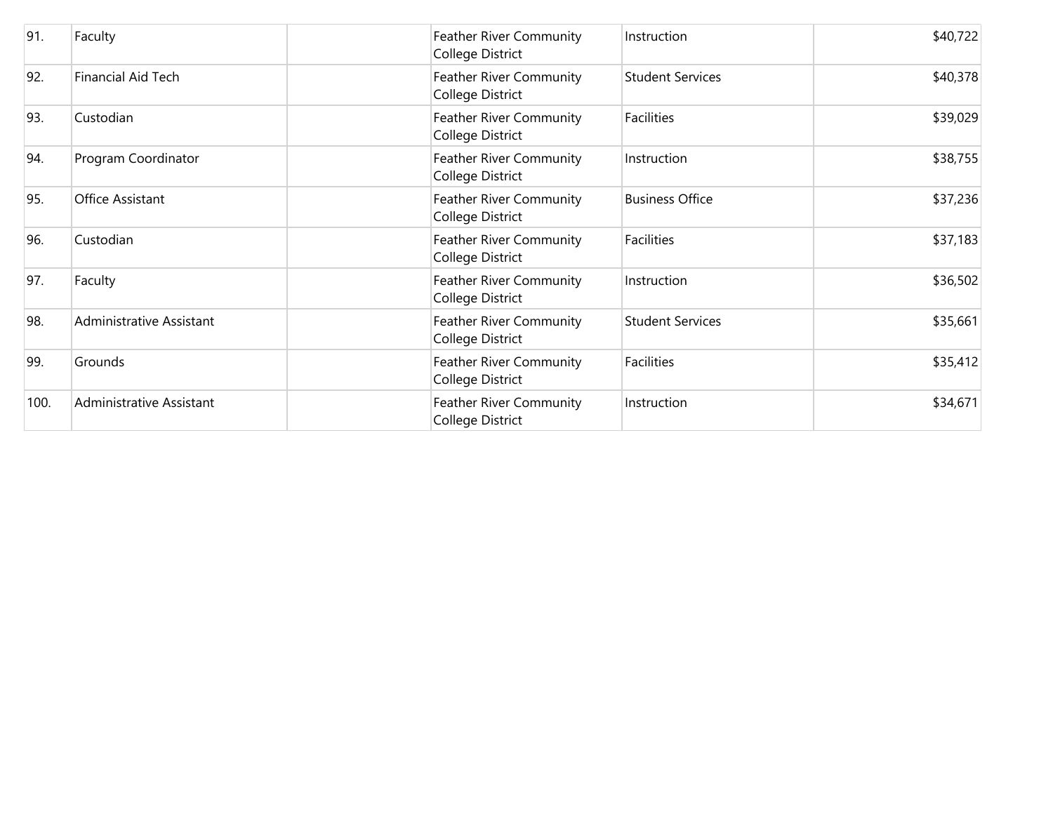| | | | | | |
|---|---|---|---|---|---|
| 91. | Faculty | | Feather River Community College District | Instruction | $40,722 |
| 92. | Financial Aid Tech | | Feather River Community College District | Student Services | $40,378 |
| 93. | Custodian | | Feather River Community College District | Facilities | $39,029 |
| 94. | Program Coordinator | | Feather River Community College District | Instruction | $38,755 |
| 95. | Office Assistant | | Feather River Community College District | Business Office | $37,236 |
| 96. | Custodian | | Feather River Community College District | Facilities | $37,183 |
| 97. | Faculty | | Feather River Community College District | Instruction | $36,502 |
| 98. | Administrative Assistant | | Feather River Community College District | Student Services | $35,661 |
| 99. | Grounds | | Feather River Community College District | Facilities | $35,412 |
| 100. | Administrative Assistant | | Feather River Community College District | Instruction | $34,671 |